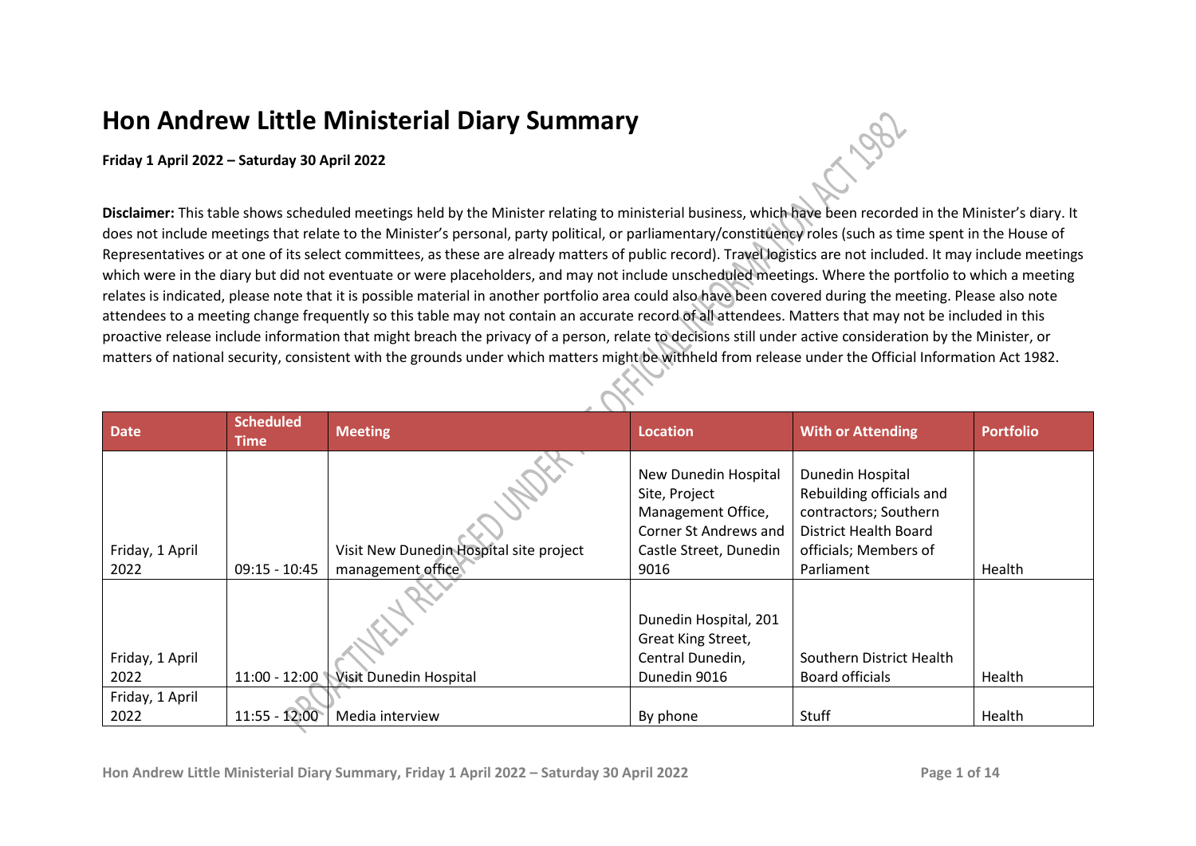# Hon Andrew Little Ministerial Diary Summary

**Friday 1 April 2022 – Saturday 30 April 2022**

**Disclaimer:** This table shows scheduled meetings held by the Minister relating to ministerial business, which have been recorded in the Minister's diary. It does not include meetings that relate to the Minister's personal, party political, or parliamentary/constituency roles (such as time spent in the House of Representatives or at one of its select committees, as these are already matters of public record). Travel logistics are not included. It may include meetings which were in the diary but did not eventuate or were placeholders, and may not include unscheduled meetings. Where the portfolio to which a meeting relates is indicated, please note that it is possible material in another portfolio area could also have been covered during the meeting. Please also note attendees to a meeting change frequently so this table may not contain an accurate record of all attendees. Matters that may not be included in this proactive release include information that might breach the privacy of a person, relate to decisions still under active consideration by the Minister, or matters of national security, consistent with the grounds under which matters might be withheld from release under the Official Information Act 1982.

| Date | Scheduled Time | Meeting | Location | With or Attending | Portfolio |
| --- | --- | --- | --- | --- | --- |
| Friday, 1 April 2022 | 09:15 - 10:45 | Visit New Dunedin Hospital site project management office | New Dunedin Hospital Site, Project Management Office, Corner St Andrews and Castle Street, Dunedin 9016 | Dunedin Hospital Rebuilding officials and contractors; Southern District Health Board officials; Members of Parliament | Health |
| Friday, 1 April 2022 | 11:00 - 12:00 | Visit Dunedin Hospital | Dunedin Hospital, 201 Great King Street, Central Dunedin, Dunedin 9016 | Southern District Health Board officials | Health |
| Friday, 1 April 2022 | 11:55 - 12:00 | Media interview | By phone | Stuff | Health |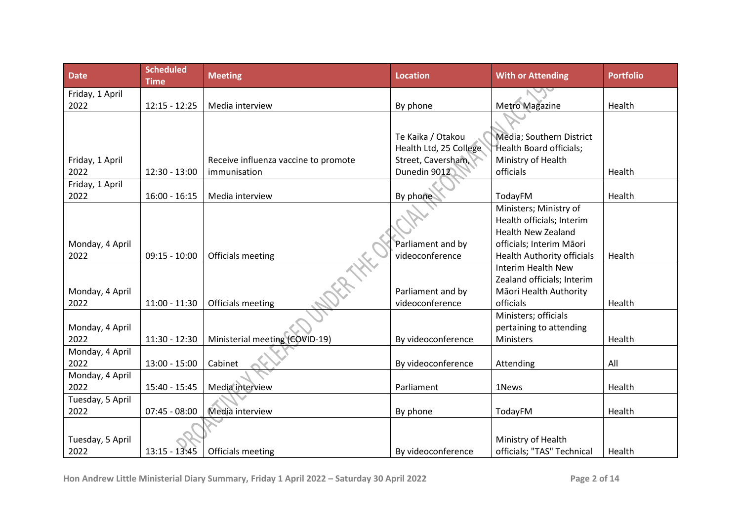| Date | Scheduled Time | Meeting | Location | With or Attending | Portfolio |
| --- | --- | --- | --- | --- | --- |
| Friday, 1 April 2022 | 12:15 - 12:25 | Media interview | By phone | Metro Magazine | Health |
| Friday, 1 April 2022 | 12:30 - 13:00 | Receive influenza vaccine to promote immunisation | Te Kaika / Otakou Health Ltd, 25 College Street, Caversham, Dunedin 9012 | Media; Southern District Health Board officials; Ministry of Health officials | Health |
| Friday, 1 April 2022 | 16:00 - 16:15 | Media interview | By phone | TodayFM | Health |
| Monday, 4 April 2022 | 09:15 - 10:00 | Officials meeting | Parliament and by videoconference | Ministers; Ministry of Health officials; Interim Health New Zealand officials; Interim Māori Health Authority officials | Health |
| Monday, 4 April 2022 | 11:00 - 11:30 | Officials meeting | Parliament and by videoconference | Interim Health New Zealand officials; Interim Māori Health Authority officials | Health |
| Monday, 4 April 2022 | 11:30 - 12:30 | Ministerial meeting (COVID-19) | By videoconference | Ministers; officials pertaining to attending Ministers | Health |
| Monday, 4 April 2022 | 13:00 - 15:00 | Cabinet | By videoconference | Attending | All |
| Monday, 4 April 2022 | 15:40 - 15:45 | Media interview | Parliament | 1News | Health |
| Tuesday, 5 April 2022 | 07:45 - 08:00 | Media interview | By phone | TodayFM | Health |
| Tuesday, 5 April 2022 | 13:15 - 13:45 | Officials meeting | By videoconference | Ministry of Health officials; "TAS" Technical | Health |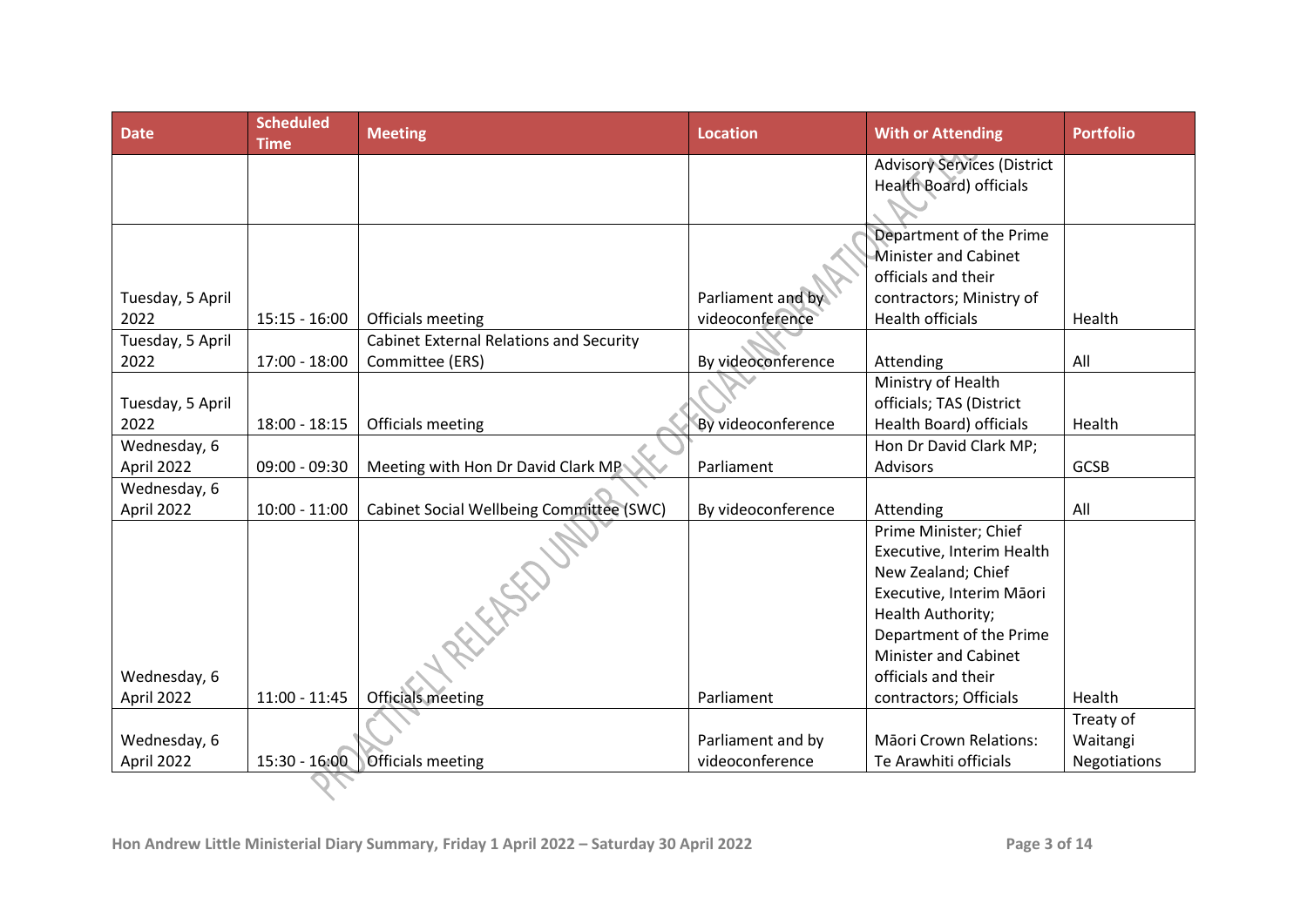| Date | Scheduled Time | Meeting | Location | With or Attending | Portfolio |
| --- | --- | --- | --- | --- | --- |
| | | | | Advisory Services (District Health Board) officials | |
| Tuesday, 5 April 2022 | 15:15 - 16:00 | Officials meeting | Parliament and by videoconference | Department of the Prime Minister and Cabinet officials and their contractors; Ministry of Health officials | Health |
| Tuesday, 5 April 2022 | 17:00 - 18:00 | Cabinet External Relations and Security Committee (ERS) | By videoconference | Attending | All |
| Tuesday, 5 April 2022 | 18:00 - 18:15 | Officials meeting | By videoconference | Ministry of Health officials; TAS (District Health Board) officials | Health |
| Wednesday, 6 April 2022 | 09:00 - 09:30 | Meeting with Hon Dr David Clark MP | Parliament | Hon Dr David Clark MP; Advisors | GCSB |
| Wednesday, 6 April 2022 | 10:00 - 11:00 | Cabinet Social Wellbeing Committee (SWC) | By videoconference | Attending | All |
| Wednesday, 6 April 2022 | 11:00 - 11:45 | Officials meeting | Parliament | Prime Minister; Chief Executive, Interim Health New Zealand; Chief Executive, Interim Māori Health Authority; Department of the Prime Minister and Cabinet officials and their contractors; Officials | Health |
| Wednesday, 6 April 2022 | 15:30 - 16:00 | Officials meeting | Parliament and by videoconference | Māori Crown Relations: Te Arawhiti officials | Treaty of Waitangi Negotiations |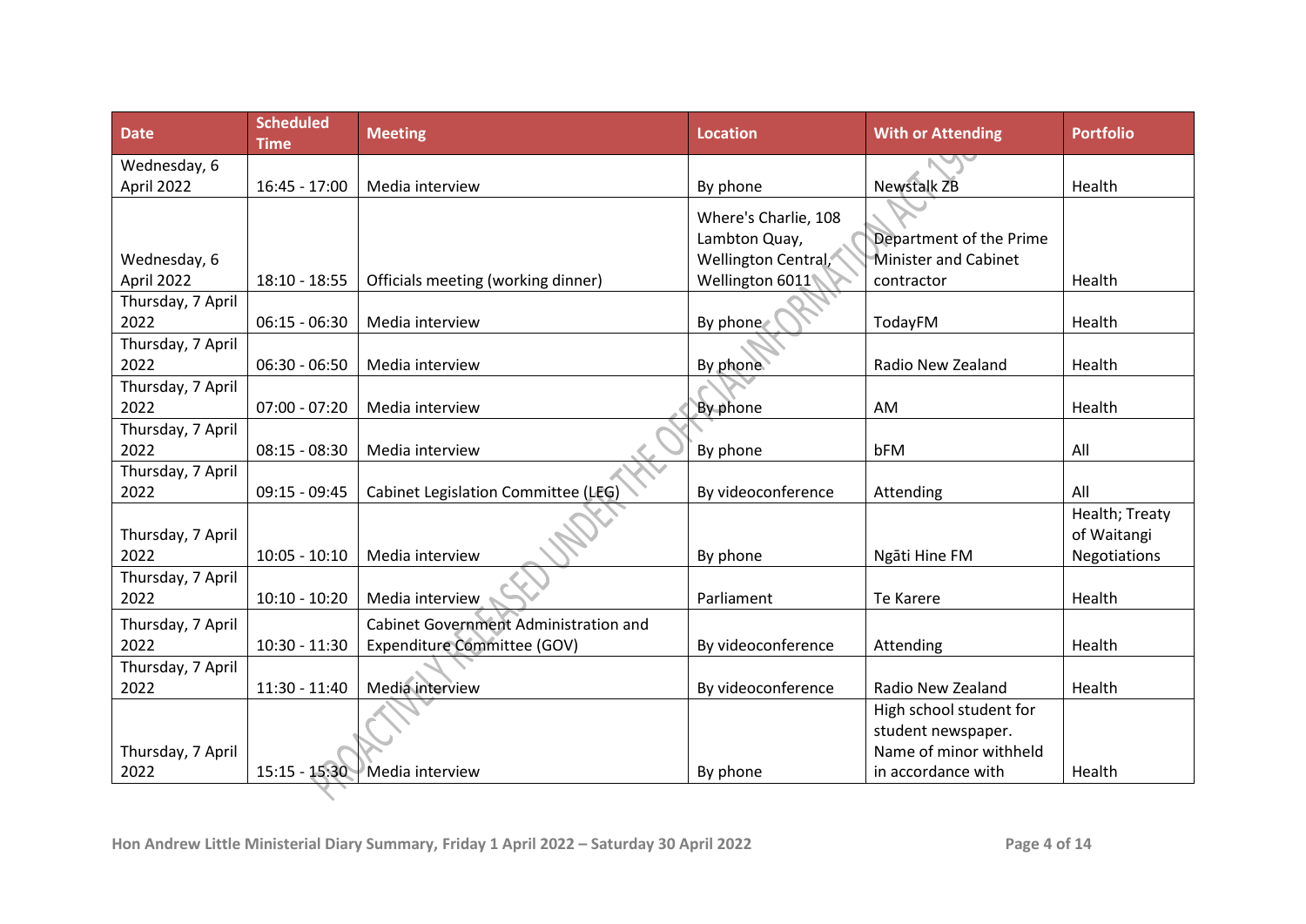| Date | Scheduled Time | Meeting | Location | With or Attending | Portfolio |
|---|---|---|---|---|---|
| Wednesday, 6 April 2022 | 16:45 - 17:00 | Media interview | By phone | Newstalk ZB | Health |
| Wednesday, 6 April 2022 | 18:10 - 18:55 | Officials meeting (working dinner) | Where's Charlie, 108 Lambton Quay, Wellington Central, Wellington 6011 | Department of the Prime Minister and Cabinet contractor | Health |
| Thursday, 7 April 2022 | 06:15 - 06:30 | Media interview | By phone | TodayFM | Health |
| Thursday, 7 April 2022 | 06:30 - 06:50 | Media interview | By phone | Radio New Zealand | Health |
| Thursday, 7 April 2022 | 07:00 - 07:20 | Media interview | By phone | AM | Health |
| Thursday, 7 April 2022 | 08:15 - 08:30 | Media interview | By phone | bFM | All |
| Thursday, 7 April 2022 | 09:15 - 09:45 | Cabinet Legislation Committee (LEG) | By videoconference | Attending | All |
| Thursday, 7 April 2022 | 10:05 - 10:10 | Media interview | By phone | Ngāti Hine FM | Health; Treaty of Waitangi Negotiations |
| Thursday, 7 April 2022 | 10:10 - 10:20 | Media interview | Parliament | Te Karere | Health |
| Thursday, 7 April 2022 | 10:30 - 11:30 | Cabinet Government Administration and Expenditure Committee (GOV) | By videoconference | Attending | Health |
| Thursday, 7 April 2022 | 11:30 - 11:40 | Media interview | By videoconference | Radio New Zealand | Health |
| Thursday, 7 April 2022 | 15:15 - 15:30 | Media interview | By phone | High school student for student newspaper. Name of minor withheld in accordance with | Health |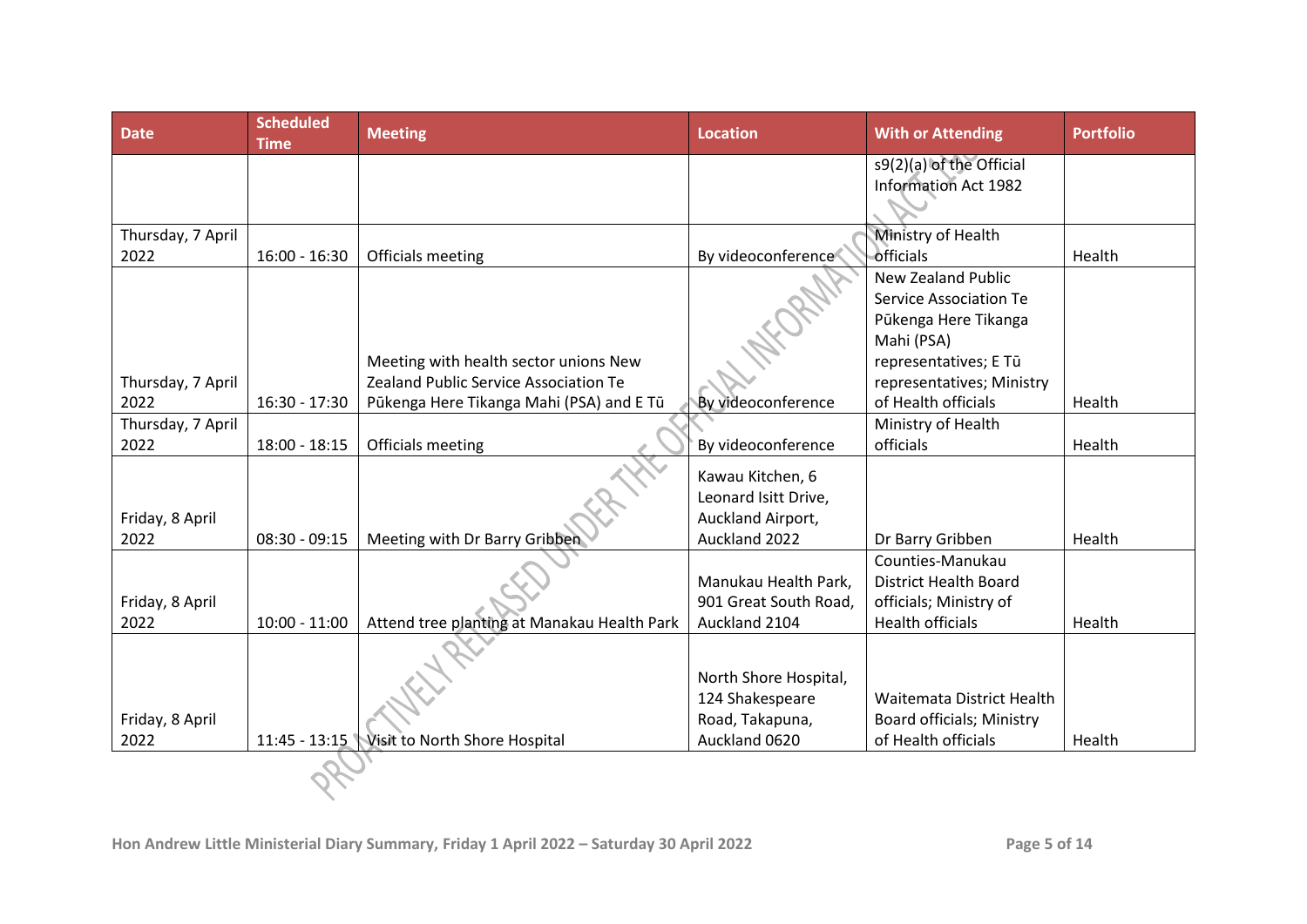| Date | Scheduled Time | Meeting | Location | With or Attending | Portfolio |
|---|---|---|---|---|---|
| | | | | s9(2)(a) of the Official Information Act 1982 | |
| Thursday, 7 April 2022 | 16:00 - 16:30 | Officials meeting | By videoconference | Ministry of Health officials | Health |
| Thursday, 7 April 2022 | 16:30 - 17:30 | Meeting with health sector unions New Zealand Public Service Association Te Pūkenga Here Tikanga Mahi (PSA) and E Tū | By videoconference | New Zealand Public Service Association Te Pūkenga Here Tikanga Mahi (PSA) representatives; E Tū representatives; Ministry of Health officials | Health |
| Thursday, 7 April 2022 | 18:00 - 18:15 | Officials meeting | By videoconference | Ministry of Health officials | Health |
| Friday, 8 April 2022 | 08:30 - 09:15 | Meeting with Dr Barry Gribben | Kawau Kitchen, 6 Leonard Isitt Drive, Auckland Airport, Auckland 2022 | Dr Barry Gribben | Health |
| Friday, 8 April 2022 | 10:00 - 11:00 | Attend tree planting at Manakau Health Park | Manukau Health Park, 901 Great South Road, Auckland 2104 | Counties-Manukau District Health Board officials; Ministry of Health officials | Health |
| Friday, 8 April 2022 | 11:45 - 13:15 | Visit to North Shore Hospital | North Shore Hospital, 124 Shakespeare Road, Takapuna, Auckland 0620 | Waitemata District Health Board officials; Ministry of Health officials | Health |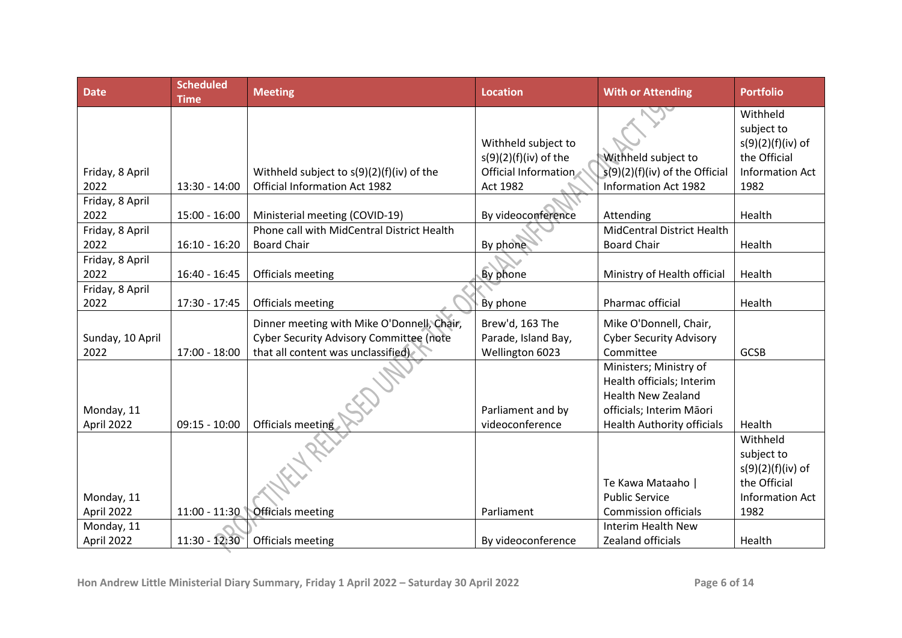| Date | Scheduled Time | Meeting | Location | With or Attending | Portfolio |
|---|---|---|---|---|---|
| Friday, 8 April 2022 | 13:30 - 14:00 | Withheld subject to s(9)(2)(f)(iv) of the Official Information Act 1982 | Withheld subject to s(9)(2)(f)(iv) of the Official Information Act 1982 | Withheld subject to s(9)(2)(f)(iv) of the Official Information Act 1982 | Withheld subject to s(9)(2)(f)(iv) of the Official Information Act 1982 |
| Friday, 8 April 2022 | 15:00 - 16:00 | Ministerial meeting (COVID-19) | By videoconference | Attending | Health |
| Friday, 8 April 2022 | 16:10 - 16:20 | Phone call with MidCentral District Health Board Chair | By phone | MidCentral District Health Board Chair | Health |
| Friday, 8 April 2022 | 16:40 - 16:45 | Officials meeting | By phone | Ministry of Health official | Health |
| Friday, 8 April 2022 | 17:30 - 17:45 | Officials meeting | By phone | Pharmac official | Health |
| Sunday, 10 April 2022 | 17:00 - 18:00 | Dinner meeting with Mike O'Donnell, Chair, Cyber Security Advisory Committee (note that all content was unclassified) | Brew'd, 163 The Parade, Island Bay, Wellington 6023 | Mike O'Donnell, Chair, Cyber Security Advisory Committee | GCSB |
| Monday, 11 April 2022 | 09:15 - 10:00 | Officials meeting | Parliament and by videoconference | Ministers; Ministry of Health officials; Interim Health New Zealand officials; Interim Māori Health Authority officials | Health |
| Monday, 11 April 2022 | 11:00 - 11:30 | Officials meeting | Parliament | Te Kawa Mataaho \| Public Service Commission officials | Withheld subject to s(9)(2)(f)(iv) of the Official Information Act 1982 |
| Monday, 11 April 2022 | 11:30 - 12:30 | Officials meeting | By videoconference | Interim Health New Zealand officials | Health |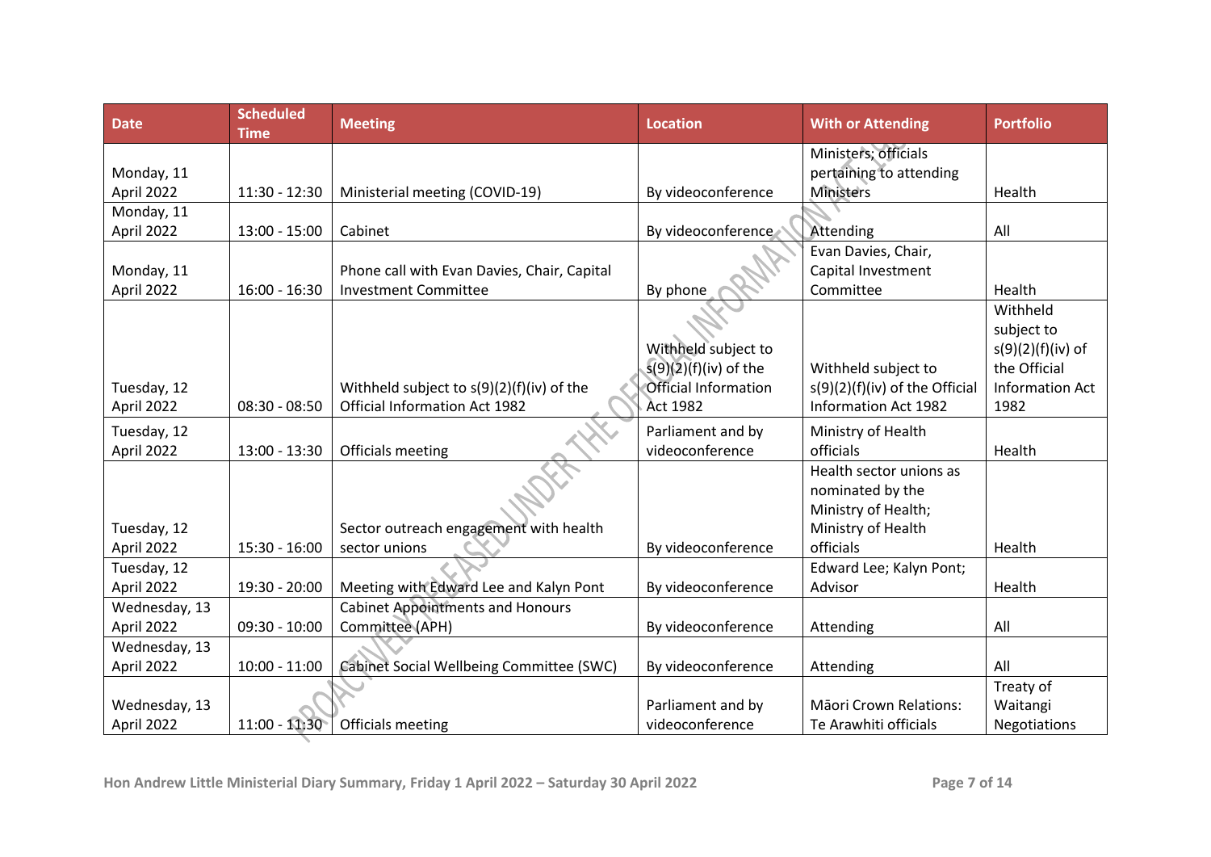| Date | Scheduled Time | Meeting | Location | With or Attending | Portfolio |
|---|---|---|---|---|---|
| Monday, 11 April 2022 | 11:30 - 12:30 | Ministerial meeting (COVID-19) | By videoconference | Ministers; officials pertaining to attending Ministers | Health |
| Monday, 11 April 2022 | 13:00 - 15:00 | Cabinet | By videoconference | Attending | All |
| Monday, 11 April 2022 | 16:00 - 16:30 | Phone call with Evan Davies, Chair, Capital Investment Committee | By phone | Evan Davies, Chair, Capital Investment Committee | Health |
| Tuesday, 12 April 2022 | 08:30 - 08:50 | Withheld subject to s(9)(2)(f)(iv) of the Official Information Act 1982 | Withheld subject to s(9)(2)(f)(iv) of the Official Information Act 1982 | Withheld subject to s(9)(2)(f)(iv) of the Official Information Act 1982 | Withheld subject to s(9)(2)(f)(iv) of the Official Information Act 1982 |
| Tuesday, 12 April 2022 | 13:00 - 13:30 | Officials meeting | Parliament and by videoconference | Ministry of Health officials | Health |
| Tuesday, 12 April 2022 | 15:30 - 16:00 | Sector outreach engagement with health sector unions | By videoconference | Health sector unions as nominated by the Ministry of Health; Ministry of Health officials | Health |
| Tuesday, 12 April 2022 | 19:30 - 20:00 | Meeting with Edward Lee and Kalyn Pont | By videoconference | Edward Lee; Kalyn Pont; Advisor | Health |
| Wednesday, 13 April 2022 | 09:30 - 10:00 | Cabinet Appointments and Honours Committee (APH) | By videoconference | Attending | All |
| Wednesday, 13 April 2022 | 10:00 - 11:00 | Cabinet Social Wellbeing Committee (SWC) | By videoconference | Attending | All |
| Wednesday, 13 April 2022 | 11:00 - 11:30 | Officials meeting | Parliament and by videoconference | Māori Crown Relations: Te Arawhiti officials | Treaty of Waitangi Negotiations |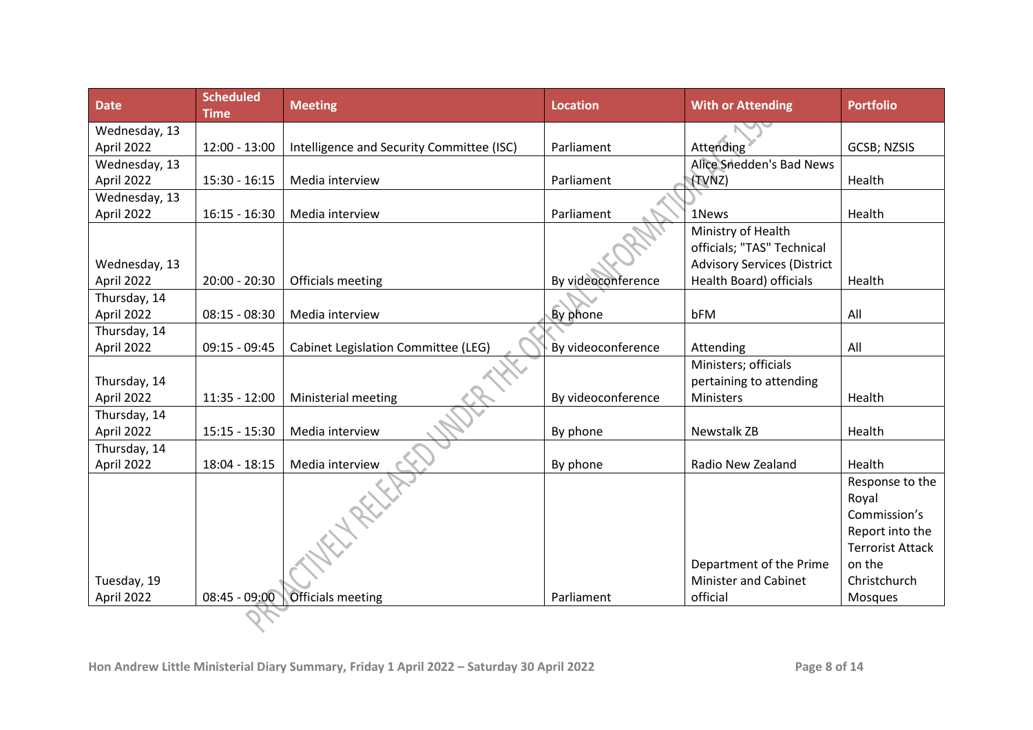| Date | Scheduled Time | Meeting | Location | With or Attending | Portfolio |
|---|---|---|---|---|---|
| Wednesday, 13 April 2022 | 12:00 - 13:00 | Intelligence and Security Committee (ISC) | Parliament | Attending | GCSB; NZSIS |
| Wednesday, 13 April 2022 | 15:30 - 16:15 | Media interview | Parliament | Alice Snedden's Bad News (TVNZ) | Health |
| Wednesday, 13 April 2022 | 16:15 - 16:30 | Media interview | Parliament | 1News | Health |
| Wednesday, 13 April 2022 | 20:00 - 20:30 | Officials meeting | By videoconference | Ministry of Health officials; "TAS" Technical Advisory Services (District Health Board) officials | Health |
| Thursday, 14 April 2022 | 08:15 - 08:30 | Media interview | By phone | bFM | All |
| Thursday, 14 April 2022 | 09:15 - 09:45 | Cabinet Legislation Committee (LEG) | By videoconference | Attending | All |
| Thursday, 14 April 2022 | 11:35 - 12:00 | Ministerial meeting | By videoconference | Ministers; officials pertaining to attending Ministers | Health |
| Thursday, 14 April 2022 | 15:15 - 15:30 | Media interview | By phone | Newstalk ZB | Health |
| Thursday, 14 April 2022 | 18:04 - 18:15 | Media interview | By phone | Radio New Zealand | Health |
| Tuesday, 19 April 2022 | 08:45 - 09:00 | Officials meeting | Parliament | Department of the Prime Minister and Cabinet official | Response to the Royal Commission's Report into the Terrorist Attack on the Christchurch Mosques |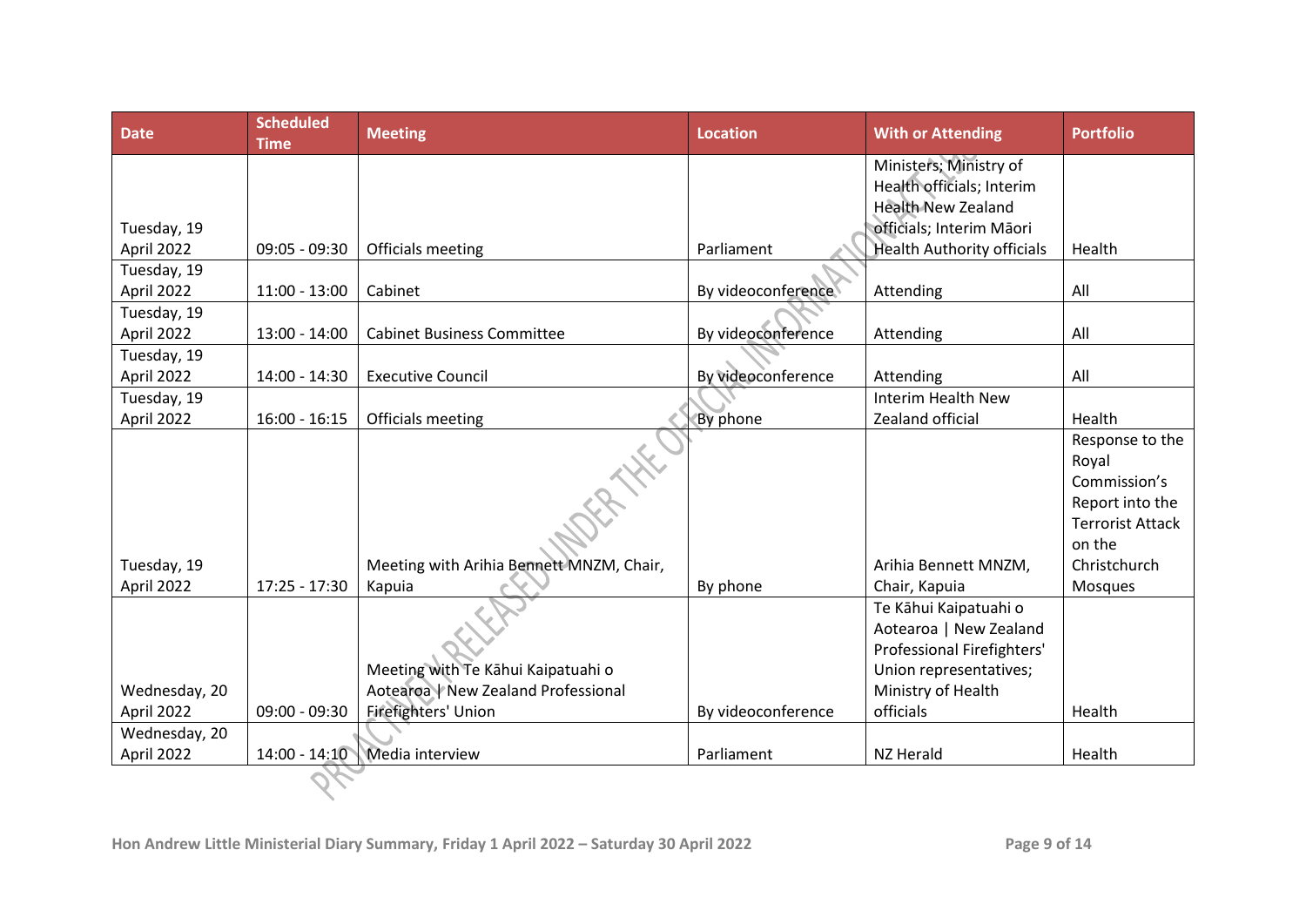| Date | Scheduled Time | Meeting | Location | With or Attending | Portfolio |
|---|---|---|---|---|---|
| Tuesday, 19 April 2022 | 09:05 - 09:30 | Officials meeting | Parliament | Ministers; Ministry of Health officials; Interim Health New Zealand officials; Interim Māori Health Authority officials | Health |
| Tuesday, 19 April 2022 | 11:00 - 13:00 | Cabinet | By videoconference | Attending | All |
| Tuesday, 19 April 2022 | 13:00 - 14:00 | Cabinet Business Committee | By videoconference | Attending | All |
| Tuesday, 19 April 2022 | 14:00 - 14:30 | Executive Council | By videoconference | Attending | All |
| Tuesday, 19 April 2022 | 16:00 - 16:15 | Officials meeting | By phone | Interim Health New Zealand official | Health |
| Tuesday, 19 April 2022 | 17:25 - 17:30 | Meeting with Arihia Bennett MNZM, Chair, Kapuia | By phone | Arihia Bennett MNZM, Chair, Kapuia | Response to the Royal Commission's Report into the Terrorist Attack on the Christchurch Mosques |
| Wednesday, 20 April 2022 | 09:00 - 09:30 | Meeting with Te Kāhui Kaipatuahi o Aotearoa \| New Zealand Professional Firefighters' Union | By videoconference | Te Kāhui Kaipatuahi o Aotearoa \| New Zealand Professional Firefighters' Union representatives; Ministry of Health officials | Health |
| Wednesday, 20 April 2022 | 14:00 - 14:10 | Media interview | Parliament | NZ Herald | Health |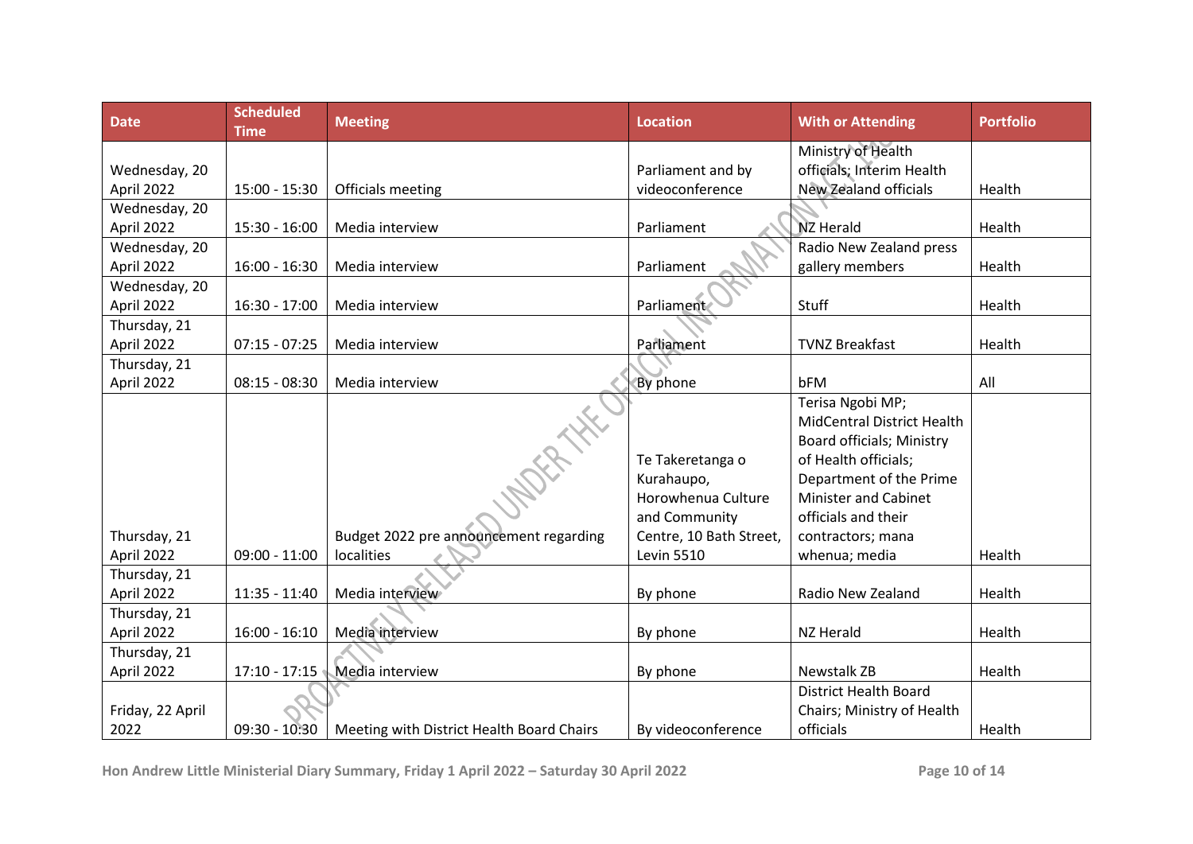| Date | Scheduled Time | Meeting | Location | With or Attending | Portfolio |
|---|---|---|---|---|---|
| Wednesday, 20 April 2022 | 15:00 - 15:30 | Officials meeting | Parliament and by videoconference | Ministry of Health officials; Interim Health New Zealand officials | Health |
| Wednesday, 20 April 2022 | 15:30 - 16:00 | Media interview | Parliament | NZ Herald | Health |
| Wednesday, 20 April 2022 | 16:00 - 16:30 | Media interview | Parliament | Radio New Zealand press gallery members | Health |
| Wednesday, 20 April 2022 | 16:30 - 17:00 | Media interview | Parliament | Stuff | Health |
| Thursday, 21 April 2022 | 07:15 - 07:25 | Media interview | Parliament | TVNZ Breakfast | Health |
| Thursday, 21 April 2022 | 08:15 - 08:30 | Media interview | By phone | bFM | All |
| Thursday, 21 April 2022 | 09:00 - 11:00 | Budget 2022 pre announcement regarding localities | Te Takeretanga o Kurahaupo, Horowhenua Culture and Community Centre, 10 Bath Street, Levin 5510 | Terisa Ngobi MP; MidCentral District Health Board officials; Ministry of Health officials; Department of the Prime Minister and Cabinet officials and their contractors; mana whenua; media | Health |
| Thursday, 21 April 2022 | 11:35 - 11:40 | Media interview | By phone | Radio New Zealand | Health |
| Thursday, 21 April 2022 | 16:00 - 16:10 | Media interview | By phone | NZ Herald | Health |
| Thursday, 21 April 2022 | 17:10 - 17:15 | Media interview | By phone | Newstalk ZB | Health |
| Friday, 22 April 2022 | 09:30 - 10:30 | Meeting with District Health Board Chairs | By videoconference | District Health Board Chairs; Ministry of Health officials | Health |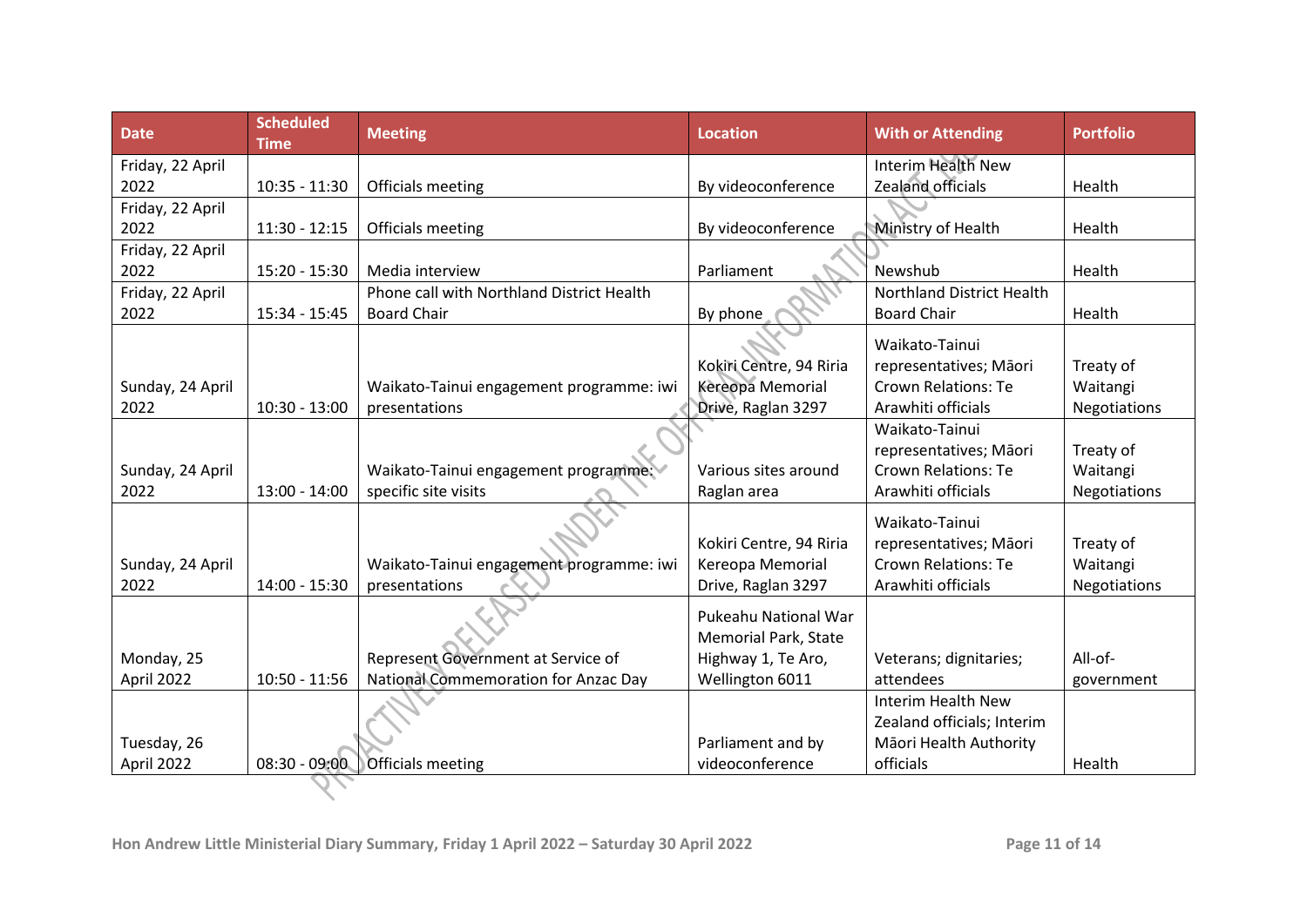| Date | Scheduled Time | Meeting | Location | With or Attending | Portfolio |
|---|---|---|---|---|---|
| Friday, 22 April 2022 | 10:35 - 11:30 | Officials meeting | By videoconference | Interim Health New Zealand officials | Health |
| Friday, 22 April 2022 | 11:30 - 12:15 | Officials meeting | By videoconference | Ministry of Health | Health |
| Friday, 22 April 2022 | 15:20 - 15:30 | Media interview | Parliament | Newshub | Health |
| Friday, 22 April 2022 | 15:34 - 15:45 | Phone call with Northland District Health Board Chair | By phone | Northland District Health Board Chair | Health |
| Sunday, 24 April 2022 | 10:30 - 13:00 | Waikato-Tainui engagement programme: iwi presentations | Kokiri Centre, 94 Riria Kereopa Memorial Drive, Raglan 3297 | Waikato-Tainui representatives; Māori Crown Relations: Te Arawhiti officials | Treaty of Waitangi Negotiations |
| Sunday, 24 April 2022 | 13:00 - 14:00 | Waikato-Tainui engagement programme: specific site visits | Various sites around Raglan area | Waikato-Tainui representatives; Māori Crown Relations: Te Arawhiti officials | Treaty of Waitangi Negotiations |
| Sunday, 24 April 2022 | 14:00 - 15:30 | Waikato-Tainui engagement programme: iwi presentations | Kokiri Centre, 94 Riria Kereopa Memorial Drive, Raglan 3297 | Waikato-Tainui representatives; Māori Crown Relations: Te Arawhiti officials | Treaty of Waitangi Negotiations |
| Monday, 25 April 2022 | 10:50 - 11:56 | Represent Government at Service of National Commemoration for Anzac Day | Pukeahu National War Memorial Park, State Highway 1, Te Aro, Wellington 6011 | Veterans; dignitaries; attendees | All-of-government |
| Tuesday, 26 April 2022 | 08:30 - 09:00 | Officials meeting | Parliament and by videoconference | Interim Health New Zealand officials; Interim Māori Health Authority officials | Health |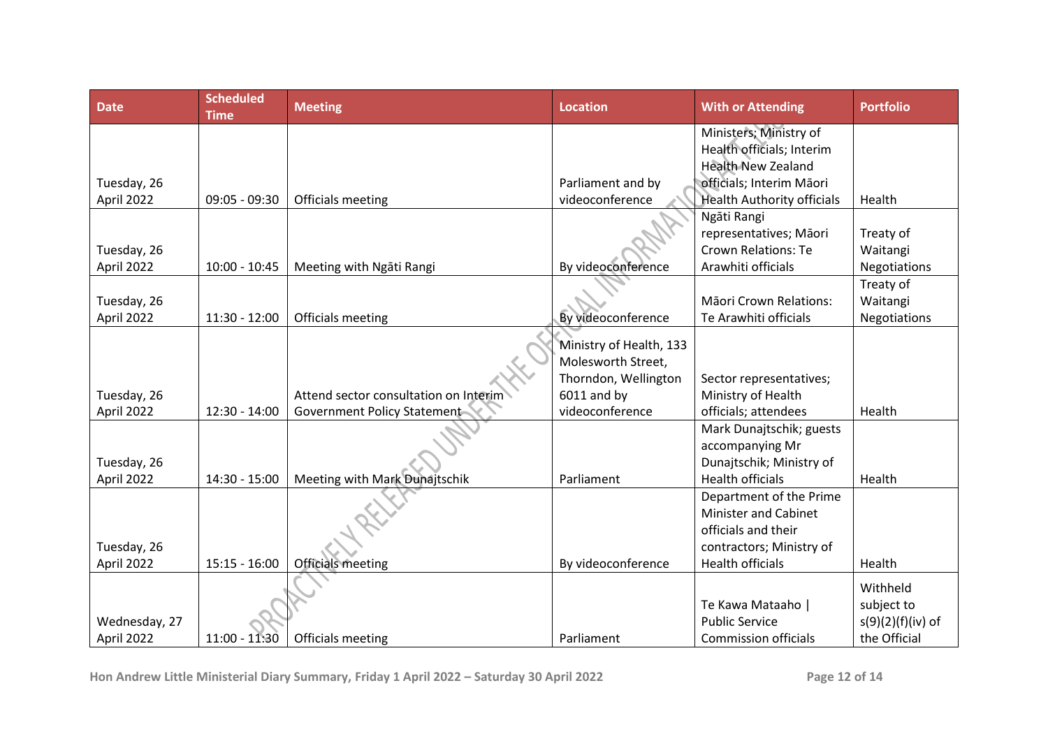| Date | Scheduled Time | Meeting | Location | With or Attending | Portfolio |
|---|---|---|---|---|---|
| Tuesday, 26 April 2022 | 09:05 - 09:30 | Officials meeting | Parliament and by videoconference | Ministers; Ministry of Health officials; Interim Health New Zealand officials; Interim Māori Health Authority officials | Health |
| Tuesday, 26 April 2022 | 10:00 - 10:45 | Meeting with Ngāti Rangi | By videoconference | Ngāti Rangi representatives; Māori Crown Relations: Te Arawhiti officials | Treaty of Waitangi Negotiations |
| Tuesday, 26 April 2022 | 11:30 - 12:00 | Officials meeting | By videoconference | Māori Crown Relations: Te Arawhiti officials | Treaty of Waitangi Negotiations |
| Tuesday, 26 April 2022 | 12:30 - 14:00 | Attend sector consultation on Interim Government Policy Statement | Ministry of Health, 133 Molesworth Street, Thorndon, Wellington 6011 and by videoconference | Sector representatives; Ministry of Health officials; attendees | Health |
| Tuesday, 26 April 2022 | 14:30 - 15:00 | Meeting with Mark Dunajtschik | Parliament | Mark Dunajtschik; guests accompanying Mr Dunajtschik; Ministry of Health officials | Health |
| Tuesday, 26 April 2022 | 15:15 - 16:00 | Officials meeting | By videoconference | Department of the Prime Minister and Cabinet officials and their contractors; Ministry of Health officials | Health |
| Wednesday, 27 April 2022 | 11:00 - 11:30 | Officials meeting | Parliament | Te Kawa Mataaho \| Public Service Commission officials | Withheld subject to s(9)(2)(f)(iv) of the Official |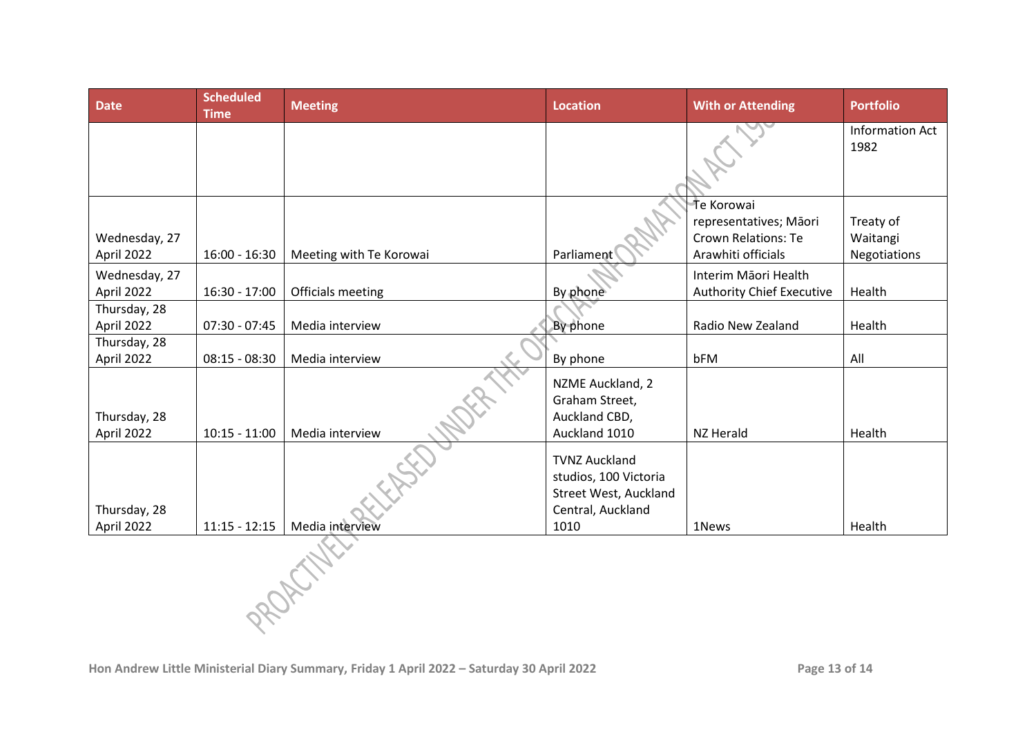| Date | Scheduled Time | Meeting | Location | With or Attending | Portfolio |
|---|---|---|---|---|---|
| | | | | | Information Act 1982 |
| Wednesday, 27 April 2022 | 16:00 - 16:30 | Meeting with Te Korowai | Parliament | Te Korowai representatives; Māori Crown Relations: Te Arawhiti officials | Treaty of Waitangi Negotiations |
| Wednesday, 27 April 2022 | 16:30 - 17:00 | Officials meeting | By phone | Interim Māori Health Authority Chief Executive | Health |
| Thursday, 28 April 2022 | 07:30 - 07:45 | Media interview | By phone | Radio New Zealand | Health |
| Thursday, 28 April 2022 | 08:15 - 08:30 | Media interview | By phone | bFM | All |
| Thursday, 28 April 2022 | 10:15 - 11:00 | Media interview | NZME Auckland, 2 Graham Street, Auckland CBD, Auckland 1010 | NZ Herald | Health |
| Thursday, 28 April 2022 | 11:15 - 12:15 | Media interview | TVNZ Auckland studios, 100 Victoria Street West, Auckland Central, Auckland 1010 | 1News | Health |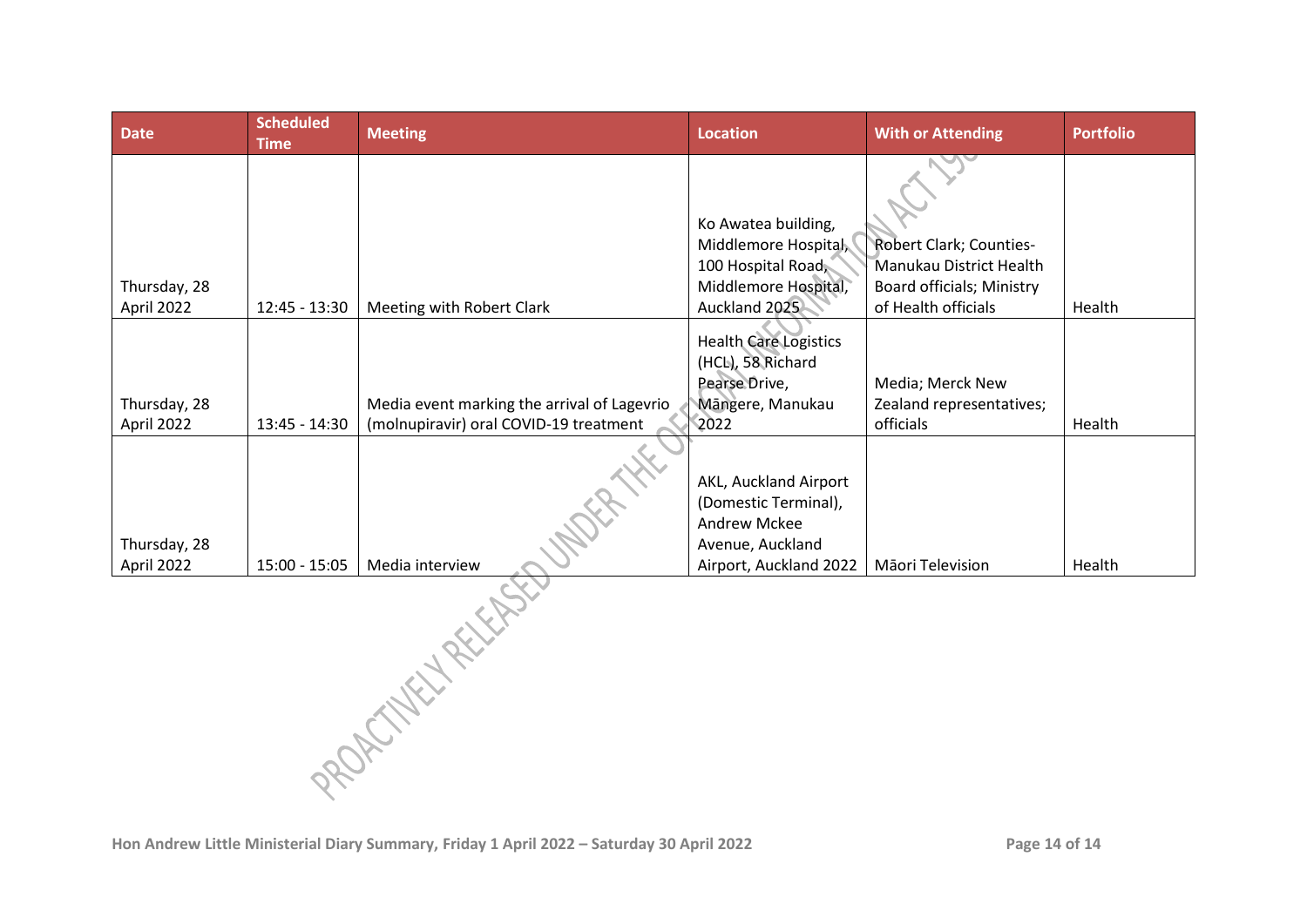| Date | Scheduled Time | Meeting | Location | With or Attending | Portfolio |
|---|---|---|---|---|---|
| Thursday, 28 April 2022 | 12:45 - 13:30 | Meeting with Robert Clark | Ko Awatea building, Middlemore Hospital, 100 Hospital Road, Middlemore Hospital, Auckland 2025 | Robert Clark; Counties-Manukau District Health Board officials; Ministry of Health officials | Health |
| Thursday, 28 April 2022 | 13:45 - 14:30 | Media event marking the arrival of Lagevrio (molnupiravir) oral COVID-19 treatment | Health Care Logistics (HCL), 58 Richard Pearse Drive, Māngere, Manukau 2022 | Media; Merck New Zealand representatives; officials | Health |
| Thursday, 28 April 2022 | 15:00 - 15:05 | Media interview | AKL, Auckland Airport (Domestic Terminal), Andrew Mckee Avenue, Auckland Airport, Auckland 2022 | Māori Television | Health |

PROACTIVELY RELEASED UNDER THE OFFICIAL INFORMATION ACT 1982